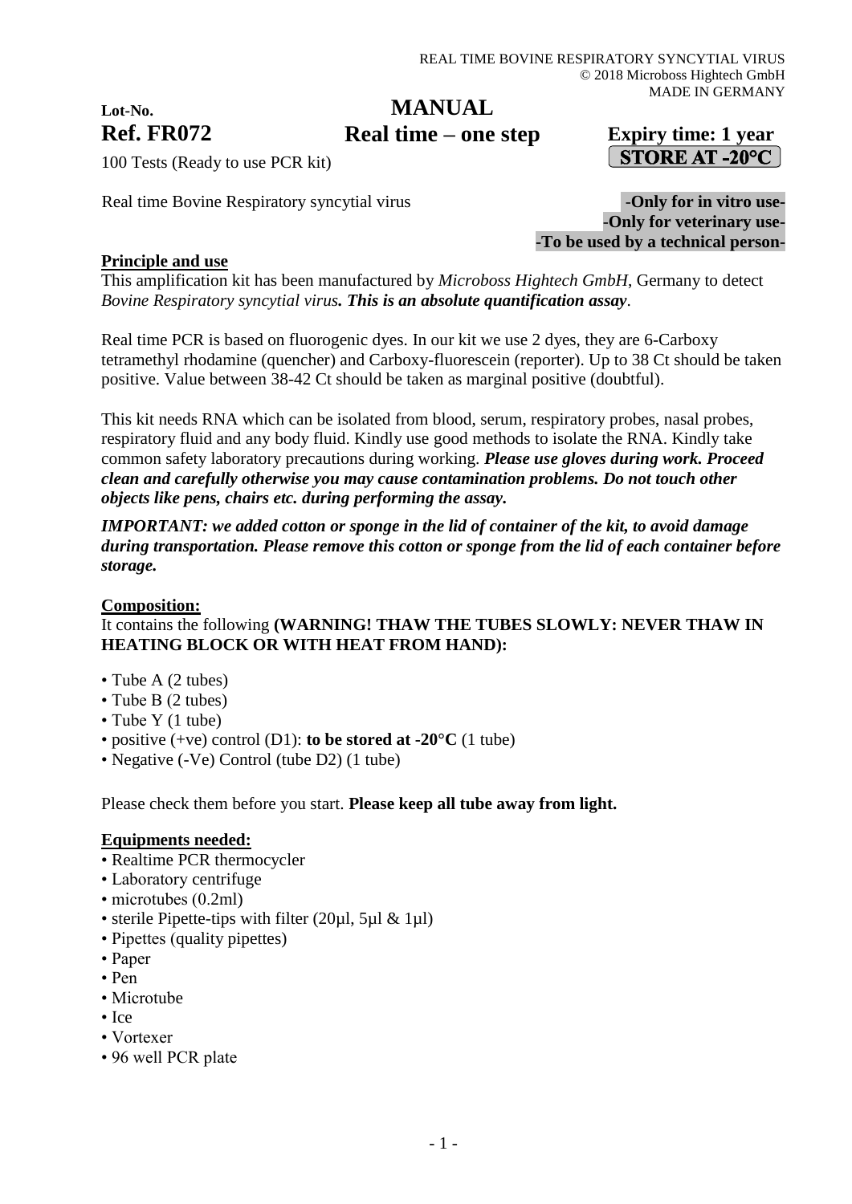**Lot-No.**

**Ref. FR072**

# MANUAL
## Real time – one step

**Expiry time: 1 year**

**STORE AT -20°C**

100 Tests (Ready to use PCR kit)

Real time Bovine Respiratory syncytial virus

**-Only for in vitro use-**
**-Only for veterinary use-**
**-To be used by a technical person-**

**Principle and use**

This amplification kit has been manufactured by *Microboss Hightech GmbH*, Germany to detect *Bovine Respiratory syncytial virus**. This is an absolute quantification assay***.

Real time PCR is based on fluorogenic dyes. In our kit we use 2 dyes, they are 6-Carboxy tetramethyl rhodamine (quencher) and Carboxy-fluorescein (reporter). Up to 38 Ct should be taken positive. Value between 38-42 Ct should be taken as marginal positive (doubtful).

This kit needs RNA which can be isolated from blood, serum, respiratory probes, nasal probes, respiratory fluid and any body fluid. Kindly use good methods to isolate the RNA. Kindly take common safety laboratory precautions during working. ***Please use gloves during work. Proceed clean and carefully otherwise you may cause contamination problems. Do not touch other objects like pens, chairs etc. during performing the assay.***

***IMPORTANT: we added cotton or sponge in the lid of container of the kit, to avoid damage during transportation. Please remove this cotton or sponge from the lid of each container before storage.***

**Composition:**

It contains the following **(WARNING! THAW THE TUBES SLOWLY: NEVER THAW IN HEATING BLOCK OR WITH HEAT FROM HAND):**

- Tube A (2 tubes)
- Tube B (2 tubes)
- Tube Y (1 tube)
- positive (+ve) control (D1): **to be stored at -20°C** (1 tube)
- Negative (-Ve) Control (tube D2) (1 tube)

Please check them before you start. **Please keep all tube away from light.**

**Equipments needed:**

- Realtime PCR thermocycler
- Laboratory centrifuge
- microtubes (0.2ml)
- sterile Pipette-tips with filter (20µl, 5µl & 1µl)
- Pipettes (quality pipettes)
- Paper
- Pen
- Microtube
- Ice
- Vortexer
- 96 well PCR plate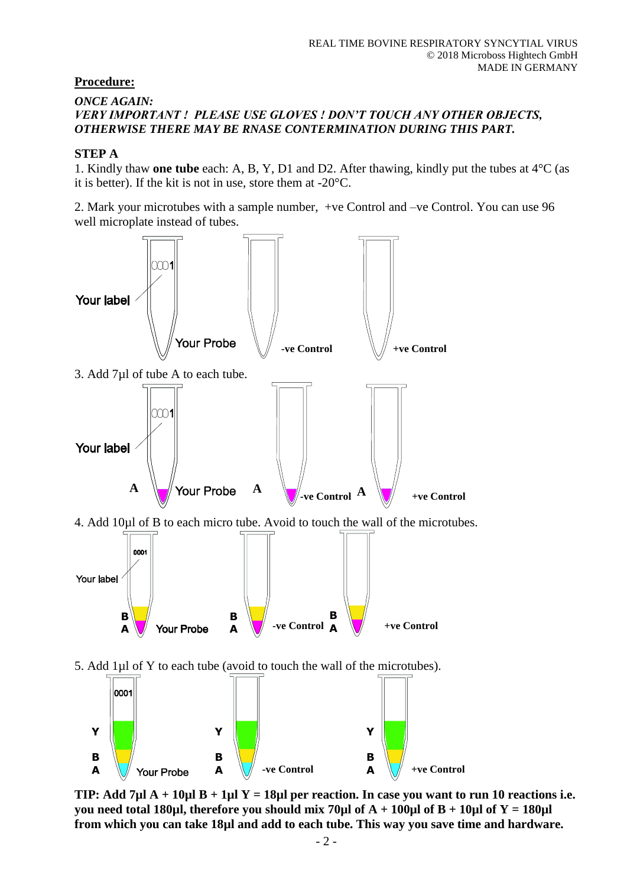## Procedure:

***ONCE AGAIN:***
***VERY IMPORTANT ! PLEASE USE GLOVES ! DON'T TOUCH ANY OTHER OBJECTS, OTHERWISE THERE MAY BE RNASE CONTERMINATION DURING THIS PART.***

### STEP A

1. Kindly thaw **one tube** each: A, B, Y, D1 and D2. After thawing, kindly put the tubes at 4°C (as it is better). If the kit is not in use, store them at -20°C.

2. Mark your microtubes with a sample number, +ve Control and –ve Control. You can use 96 well microplate instead of tubes.

Your label 0001 — Your Probe — **-ve Control** — **+ve Control**

3. Add 7µl of tube A to each tube.

Your label 0001 — **A** Your Probe — **A -ve Control** — **A +ve Control**

4. Add 10µl of B to each micro tube. Avoid to touch the wall of the microtubes.

Your label 0001 — **B A** Your Probe — **B A -ve Control** — **B A +ve Control**

5. Add 1µl of Y to each tube (avoid to touch the wall of the microtubes).

0001 — **Y B A** Your Probe — **Y B A -ve Control** — **Y B A +ve Control**

**TIP: Add 7µl A + 10µl B + 1µl Y = 18µl per reaction. In case you want to run 10 reactions i.e. you need total 180µl, therefore you should mix 70µl of A + 100µl of B + 10µl of Y = 180µl from which you can take 18µl and add to each tube. This way you save time and hardware.**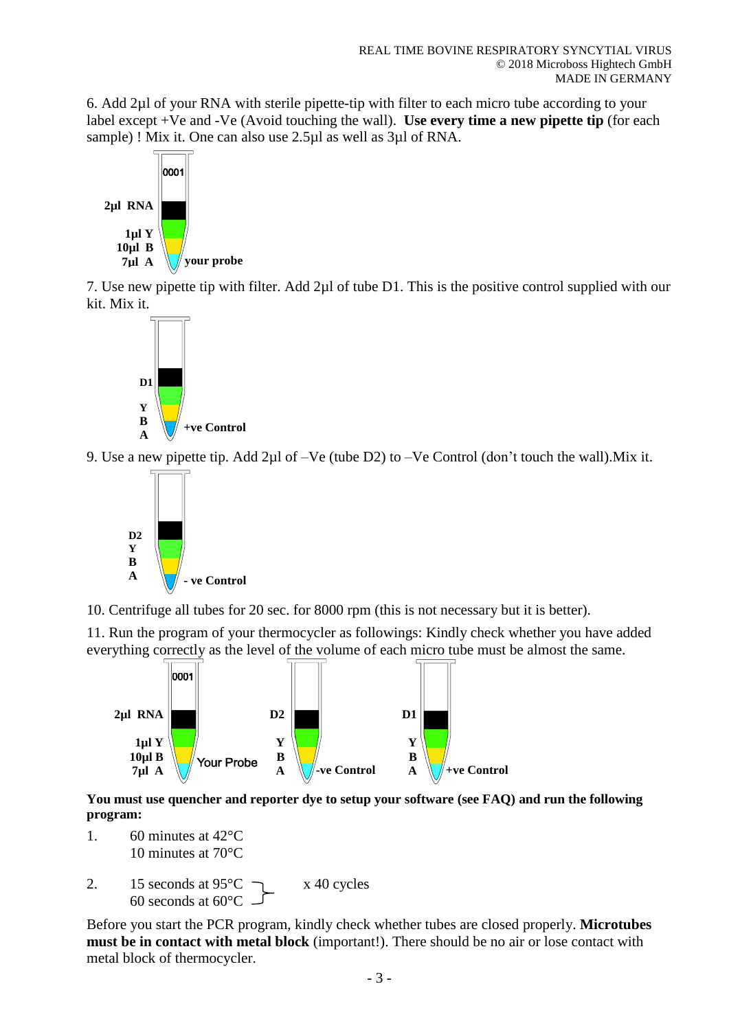6. Add 2µl of your RNA with sterile pipette-tip with filter to each micro tube according to your label except +Ve and -Ve (Avoid touching the wall). **Use every time a new pipette tip** (for each sample) ! Mix it. One can also use 2.5µl as well as 3µl of RNA.

0001

**2µl RNA**

**1µl Y**
**10µl B**
**7µl A** **your probe**

7. Use new pipette tip with filter. Add 2µl of tube D1. This is the positive control supplied with our kit. Mix it.

**D1**

**Y**
**B**
**A** **+ve Control**

9. Use a new pipette tip. Add 2µl of –Ve (tube D2) to –Ve Control (don't touch the wall).Mix it.

**D2**
**Y**
**B**
**A** **- ve Control**

10. Centrifuge all tubes for 20 sec. for 8000 rpm (this is not necessary but it is better).

11. Run the program of your thermocycler as followings: Kindly check whether you have added everything correctly as the level of the volume of each micro tube must be almost the same.

0001

**2µl RNA** / **1µl Y** / **10µl B** / **7µl A** — Your Probe

**D2** / **Y** / **B** / **A** — **-ve Control**

**D1** / **Y** / **B** / **A** — **+ve Control**

**You must use quencher and reporter dye to setup your software (see FAQ) and run the following program:**

1. 60 minutes at 42°C
   10 minutes at 70°C

2. 15 seconds at 95°C
   60 seconds at 60°C   x 40 cycles

Before you start the PCR program, kindly check whether tubes are closed properly. **Microtubes must be in contact with metal block** (important!). There should be no air or lose contact with metal block of thermocycler.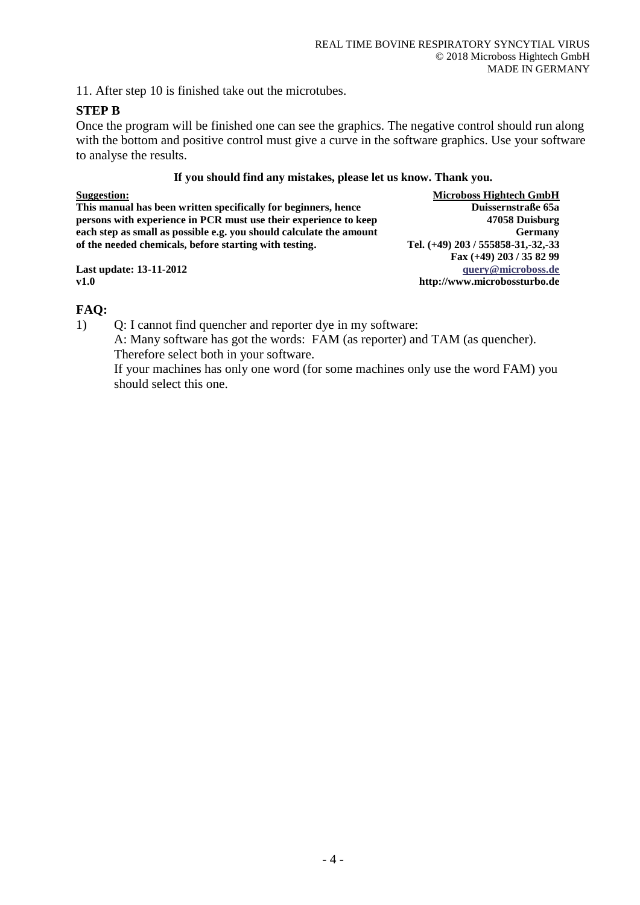11. After step 10 is finished take out the microtubes.

## STEP B

Once the program will be finished one can see the graphics. The negative control should run along with the bottom and positive control must give a curve in the software graphics. Use your software to analyse the results.

**If you should find any mistakes, please let us know. Thank you.**

**Suggestion:**
**This manual has been written specifically for beginners, hence persons with experience in PCR must use their experience to keep each step as small as possible e.g. you should calculate the amount of the needed chemicals, before starting with testing.**

**Last update: 13-11-2012**
**v1.0**

**Microboss Hightech GmbH**
**Duissernstraße 65a**
**47058 Duisburg**
**Germany**
**Tel. (+49) 203 / 555858-31,-32,-33**
**Fax (+49) 203 / 35 82 99**
**query@microboss.de**
**http://www.microbossturbo.de**

## FAQ:

1) Q: I cannot find quencher and reporter dye in my software:
   A: Many software has got the words: FAM (as reporter) and TAM (as quencher). Therefore select both in your software.
   If your machines has only one word (for some machines only use the word FAM) you should select this one.